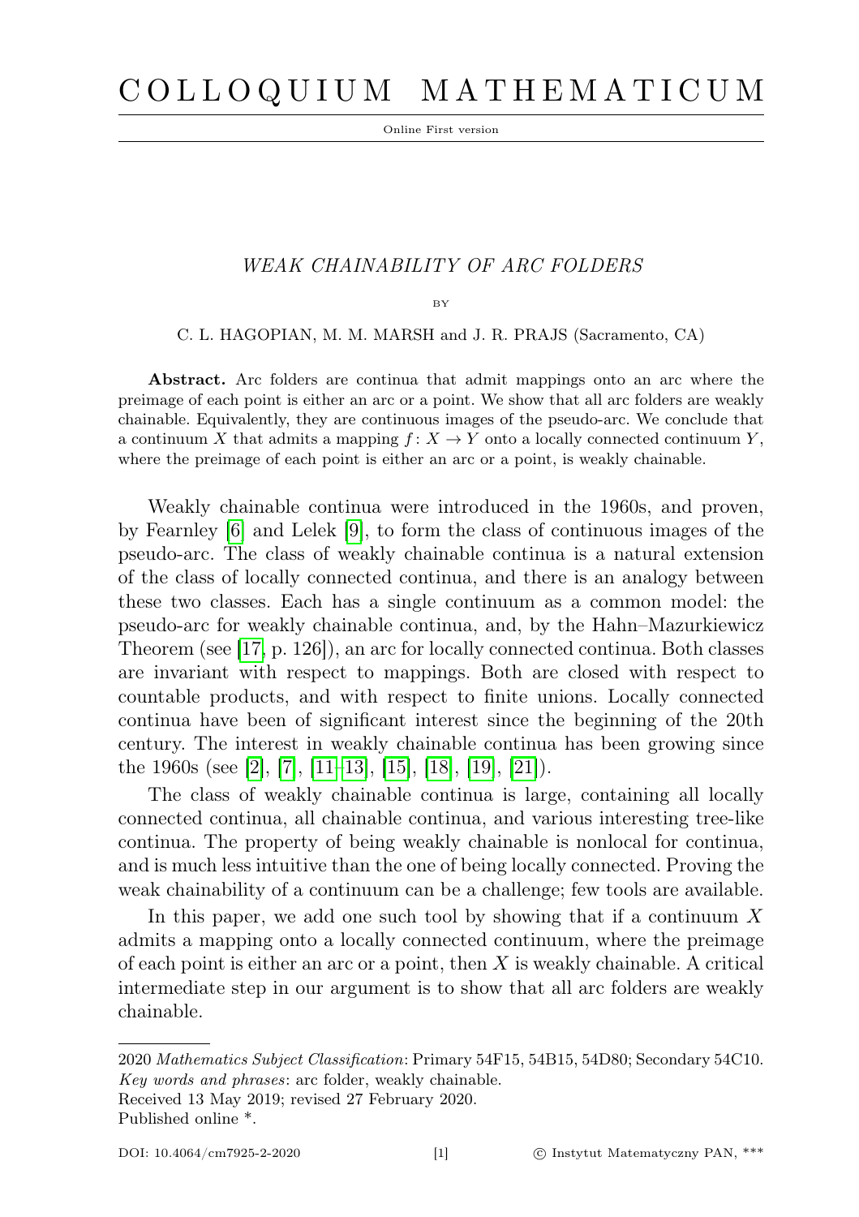# WEAK CHAINABILITY OF ARC FOLDERS

BY

C. L. HAGOPIAN, M. M. MARSH and J. R. PRAJS (Sacramento, CA)

**Abstract.** Arc folders are continua that admit mappings onto an arc where the preimage of each point is either an arc or a point. We show that all arc folders are weakly chainable. Equivalently, they are continuous images of the pseudo-arc. We conclude that a continuum $X$ that admits a mapping $f: X \to Y$ onto a locally connected continuum $Y$, where the preimage of each point is either an arc or a point, is weakly chainable.

Weakly chainable continua were introduced in the 1960s, and proven, by Fearnley [6] and Lelek [9], to form the class of continuous images of the pseudo-arc. The class of weakly chainable continua is a natural extension of the class of locally connected continua, and there is an analogy between these two classes. Each has a single continuum as a common model: the pseudo-arc for weakly chainable continua, and, by the Hahn–Mazurkiewicz Theorem (see [17, p. 126]), an arc for locally connected continua. Both classes are invariant with respect to mappings. Both are closed with respect to countable products, and with respect to finite unions. Locally connected continua have been of significant interest since the beginning of the 20th century. The interest in weakly chainable continua has been growing since the 1960s (see [2], [7], [11–13], [15], [18], [19], [21]).

The class of weakly chainable continua is large, containing all locally connected continua, all chainable continua, and various interesting tree-like continua. The property of being weakly chainable is nonlocal for continua, and is much less intuitive than the one of being locally connected. Proving the weak chainability of a continuum can be a challenge; few tools are available.

In this paper, we add one such tool by showing that if a continuum $X$ admits a mapping onto a locally connected continuum, where the preimage of each point is either an arc or a point, then $X$ is weakly chainable. A critical intermediate step in our argument is to show that all arc folders are weakly chainable.

2020 *Mathematics Subject Classification*: Primary 54F15, 54B15, 54D80; Secondary 54C10.
*Key words and phrases*: arc folder, weakly chainable.
Received 13 May 2019; revised 27 February 2020.
Published online *.

DOI: 10.4064/cm7925-2-2020 © Instytut Matematyczny PAN, ***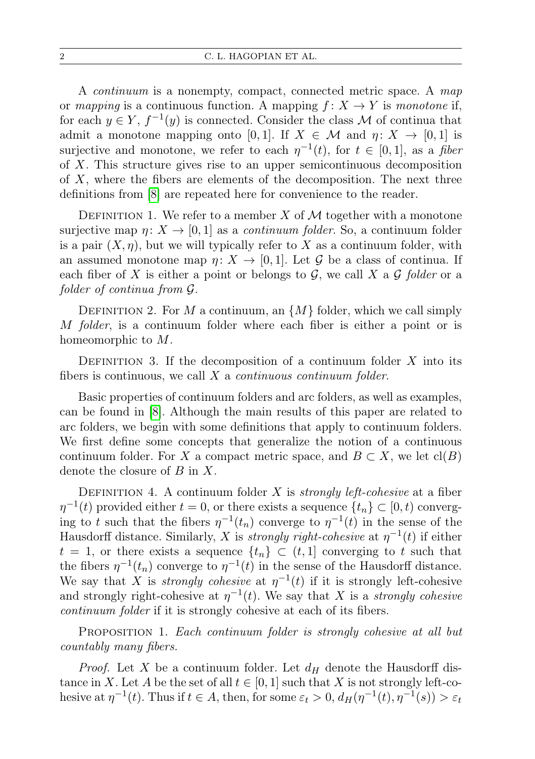A *continuum* is a nonempty, compact, connected metric space. A *map* or *mapping* is a continuous function. A mapping $f\colon X \to Y$ is *monotone* if, for each $y \in Y$, $f^{-1}(y)$ is connected. Consider the class $\mathcal{M}$ of continua that admit a monotone mapping onto $[0,1]$. If $X \in \mathcal{M}$ and $\eta\colon X \to [0,1]$ is surjective and monotone, we refer to each $\eta^{-1}(t)$, for $t \in [0,1]$, as a *fiber* of $X$. This structure gives rise to an upper semicontinuous decomposition of $X$, where the fibers are elements of the decomposition. The next three definitions from [8] are repeated here for convenience to the reader.

Definition 1. We refer to a member $X$ of $\mathcal{M}$ together with a monotone surjective map $\eta\colon X \to [0,1]$ as a *continuum folder*. So, a continuum folder is a pair $(X, \eta)$, but we will typically refer to $X$ as a continuum folder, with an assumed monotone map $\eta\colon X \to [0,1]$. Let $\mathcal{G}$ be a class of continua. If each fiber of $X$ is either a point or belongs to $\mathcal{G}$, we call $X$ a $\mathcal{G}$ *folder* or a *folder of continua from* $\mathcal{G}$.

Definition 2. For $M$ a continuum, an $\{M\}$ folder, which we call simply $M$ *folder*, is a continuum folder where each fiber is either a point or is homeomorphic to $M$.

Definition 3. If the decomposition of a continuum folder $X$ into its fibers is continuous, we call $X$ a *continuous continuum folder*.

Basic properties of continuum folders and arc folders, as well as examples, can be found in [8]. Although the main results of this paper are related to arc folders, we begin with some definitions that apply to continuum folders. We first define some concepts that generalize the notion of a continuous continuum folder. For $X$ a compact metric space, and $B \subset X$, we let $\mathrm{cl}(B)$ denote the closure of $B$ in $X$.

Definition 4. A continuum folder $X$ is *strongly left-cohesive* at a fiber $\eta^{-1}(t)$ provided either $t = 0$, or there exists a sequence $\{t_n\} \subset [0,t)$ converging to $t$ such that the fibers $\eta^{-1}(t_n)$ converge to $\eta^{-1}(t)$ in the sense of the Hausdorff distance. Similarly, $X$ is *strongly right-cohesive* at $\eta^{-1}(t)$ if either $t = 1$, or there exists a sequence $\{t_n\} \subset (t,1]$ converging to $t$ such that the fibers $\eta^{-1}(t_n)$ converge to $\eta^{-1}(t)$ in the sense of the Hausdorff distance. We say that $X$ is *strongly cohesive* at $\eta^{-1}(t)$ if it is strongly left-cohesive and strongly right-cohesive at $\eta^{-1}(t)$. We say that $X$ is a *strongly cohesive continuum folder* if it is strongly cohesive at each of its fibers.

Proposition 1. *Each continuum folder is strongly cohesive at all but countably many fibers.*

*Proof.* Let $X$ be a continuum folder. Let $d_H$ denote the Hausdorff distance in $X$. Let $A$ be the set of all $t \in [0,1]$ such that $X$ is not strongly left-cohesive at $\eta^{-1}(t)$. Thus if $t \in A$, then, for some $\varepsilon_t > 0$, $d_H(\eta^{-1}(t), \eta^{-1}(s)) > \varepsilon_t$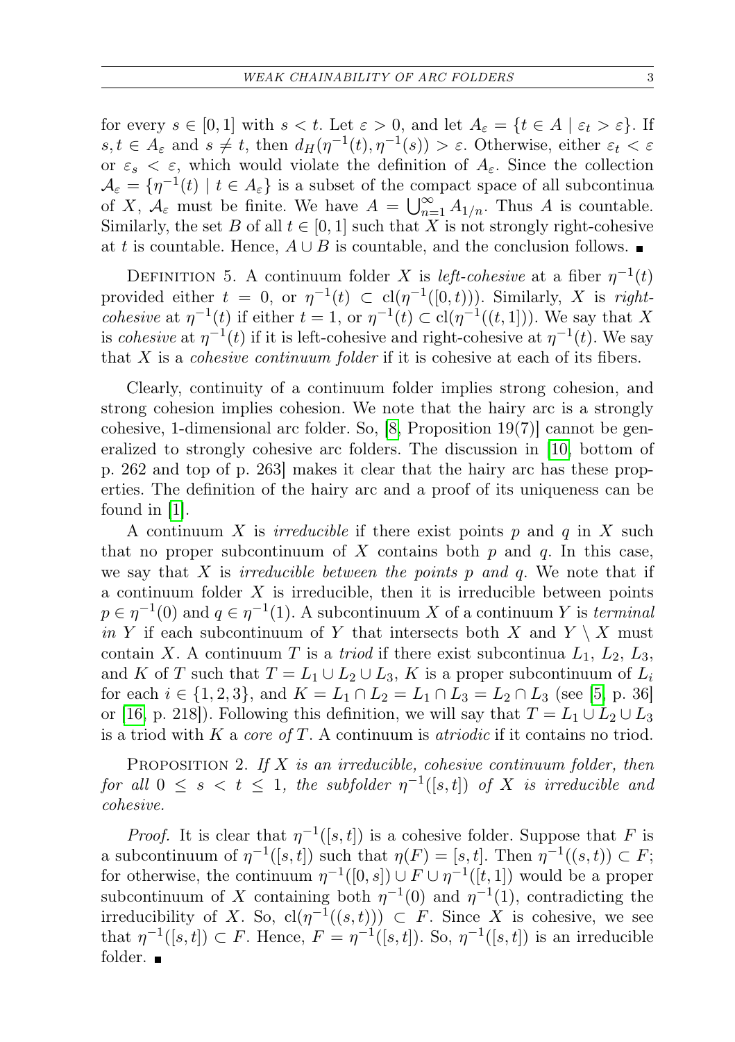for every $s \in [0,1]$ with $s < t$. Let $\varepsilon > 0$, and let $A_\varepsilon = \{t \in A \mid \varepsilon_t > \varepsilon\}$. If $s, t \in A_\varepsilon$ and $s \neq t$, then $d_H(\eta^{-1}(t), \eta^{-1}(s)) > \varepsilon$. Otherwise, either $\varepsilon_t < \varepsilon$ or $\varepsilon_s < \varepsilon$, which would violate the definition of $A_\varepsilon$. Since the collection $\mathcal{A}_\varepsilon = \{\eta^{-1}(t) \mid t \in A_\varepsilon\}$ is a subset of the compact space of all subcontinua of $X$, $\mathcal{A}_\varepsilon$ must be finite. We have $A = \bigcup_{n=1}^{\infty} A_{1/n}$. Thus $A$ is countable. Similarly, the set $B$ of all $t \in [0,1]$ such that $X$ is not strongly right-cohesive at $t$ is countable. Hence, $A \cup B$ is countable, and the conclusion follows. ∎

Definition 5. A continuum folder $X$ is *left-cohesive* at a fiber $\eta^{-1}(t)$ provided either $t = 0$, or $\eta^{-1}(t) \subset \mathrm{cl}(\eta^{-1}([0,t)))$. Similarly, $X$ is *right-cohesive* at $\eta^{-1}(t)$ if either $t = 1$, or $\eta^{-1}(t) \subset \mathrm{cl}(\eta^{-1}((t,1]))$. We say that $X$ is *cohesive* at $\eta^{-1}(t)$ if it is left-cohesive and right-cohesive at $\eta^{-1}(t)$. We say that $X$ is a *cohesive continuum folder* if it is cohesive at each of its fibers.

Clearly, continuity of a continuum folder implies strong cohesion, and strong cohesion implies cohesion. We note that the hairy arc is a strongly cohesive, 1-dimensional arc folder. So, [8, Proposition 19(7)] cannot be generalized to strongly cohesive arc folders. The discussion in [10, bottom of p. 262 and top of p. 263] makes it clear that the hairy arc has these properties. The definition of the hairy arc and a proof of its uniqueness can be found in [1].

A continuum $X$ is *irreducible* if there exist points $p$ and $q$ in $X$ such that no proper subcontinuum of $X$ contains both $p$ and $q$. In this case, we say that $X$ is *irreducible between the points $p$ and $q$*. We note that if a continuum folder $X$ is irreducible, then it is irreducible between points $p \in \eta^{-1}(0)$ and $q \in \eta^{-1}(1)$. A subcontinuum $X$ of a continuum $Y$ is *terminal in $Y$* if each subcontinuum of $Y$ that intersects both $X$ and $Y \setminus X$ must contain $X$. A continuum $T$ is a *triod* if there exist subcontinua $L_1$, $L_2$, $L_3$, and $K$ of $T$ such that $T = L_1 \cup L_2 \cup L_3$, $K$ is a proper subcontinuum of $L_i$ for each $i \in \{1,2,3\}$, and $K = L_1 \cap L_2 = L_1 \cap L_3 = L_2 \cap L_3$ (see [5, p. 36] or [16, p. 218]). Following this definition, we will say that $T = L_1 \cup L_2 \cup L_3$ is a triod with $K$ a *core of* $T$. A continuum is *atriodic* if it contains no triod.

Proposition 2. *If $X$ is an irreducible, cohesive continuum folder, then for all $0 \leq s < t \leq 1$, the subfolder $\eta^{-1}([s,t])$ of $X$ is irreducible and cohesive.*

*Proof.* It is clear that $\eta^{-1}([s,t])$ is a cohesive folder. Suppose that $F$ is a subcontinuum of $\eta^{-1}([s,t])$ such that $\eta(F) = [s,t]$. Then $\eta^{-1}((s,t)) \subset F$; for otherwise, the continuum $\eta^{-1}([0,s]) \cup F \cup \eta^{-1}([t,1])$ would be a proper subcontinuum of $X$ containing both $\eta^{-1}(0)$ and $\eta^{-1}(1)$, contradicting the irreducibility of $X$. So, $\mathrm{cl}(\eta^{-1}((s,t))) \subset F$. Since $X$ is cohesive, we see that $\eta^{-1}([s,t]) \subset F$. Hence, $F = \eta^{-1}([s,t])$. So, $\eta^{-1}([s,t])$ is an irreducible folder. ∎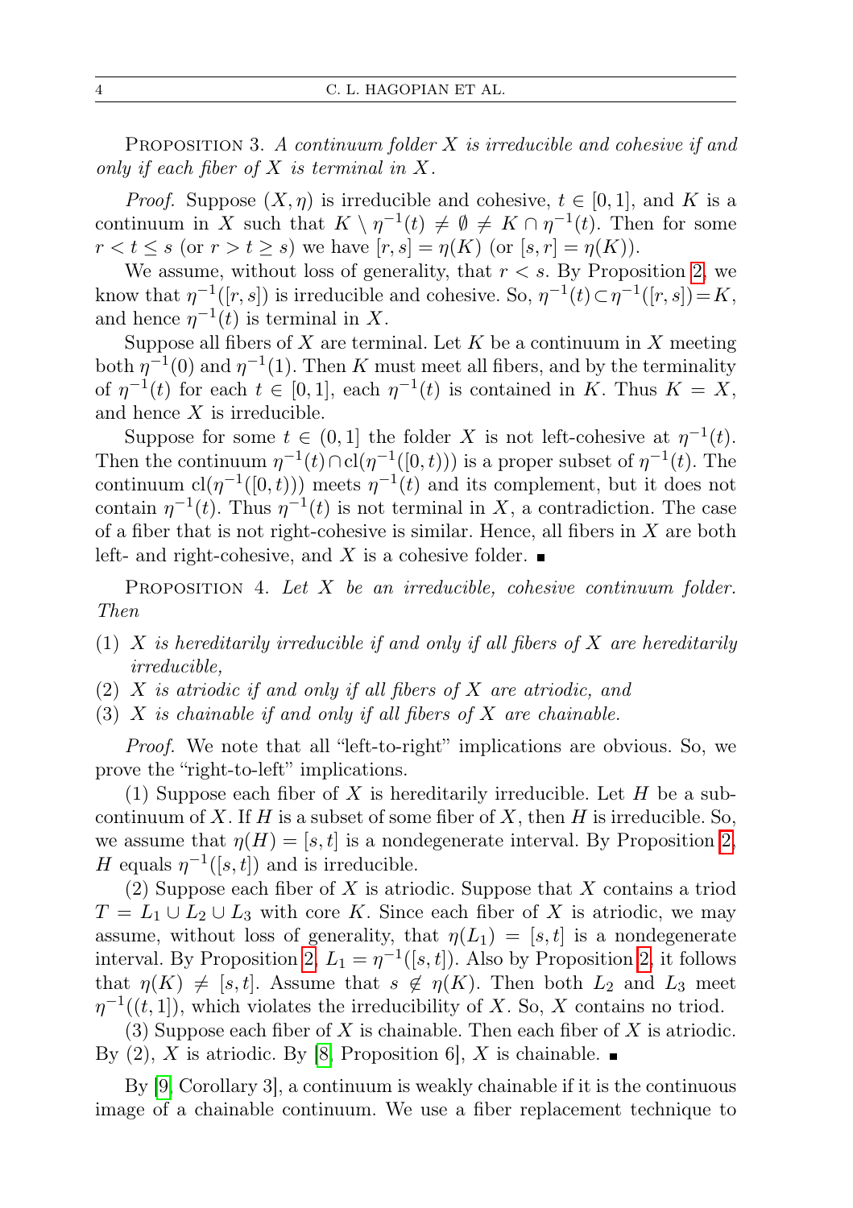Proposition 3. *A continuum folder $X$ is irreducible and cohesive if and only if each fiber of $X$ is terminal in $X$.*

*Proof.* Suppose $(X, \eta)$ is irreducible and cohesive, $t \in [0,1]$, and $K$ is a continuum in $X$ such that $K \setminus \eta^{-1}(t) \neq \emptyset \neq K \cap \eta^{-1}(t)$. Then for some $r < t \leq s$ (or $r > t \geq s$) we have $[r,s] = \eta(K)$ (or $[s,r] = \eta(K)$).

We assume, without loss of generality, that $r < s$. By Proposition 2, we know that $\eta^{-1}([r,s])$ is irreducible and cohesive. So, $\eta^{-1}(t) \subset \eta^{-1}([r,s]) = K$, and hence $\eta^{-1}(t)$ is terminal in $X$.

Suppose all fibers of $X$ are terminal. Let $K$ be a continuum in $X$ meeting both $\eta^{-1}(0)$ and $\eta^{-1}(1)$. Then $K$ must meet all fibers, and by the terminality of $\eta^{-1}(t)$ for each $t \in [0,1]$, each $\eta^{-1}(t)$ is contained in $K$. Thus $K = X$, and hence $X$ is irreducible.

Suppose for some $t \in (0,1]$ the folder $X$ is not left-cohesive at $\eta^{-1}(t)$. Then the continuum $\eta^{-1}(t) \cap \mathrm{cl}(\eta^{-1}([0,t)))$ is a proper subset of $\eta^{-1}(t)$. The continuum $\mathrm{cl}(\eta^{-1}([0,t)))$ meets $\eta^{-1}(t)$ and its complement, but it does not contain $\eta^{-1}(t)$. Thus $\eta^{-1}(t)$ is not terminal in $X$, a contradiction. The case of a fiber that is not right-cohesive is similar. Hence, all fibers in $X$ are both left- and right-cohesive, and $X$ is a cohesive folder. ∎

Proposition 4. *Let $X$ be an irreducible, cohesive continuum folder. Then*

1. *$X$ is hereditarily irreducible if and only if all fibers of $X$ are hereditarily irreducible,*
2. *$X$ is atriodic if and only if all fibers of $X$ are atriodic, and*
3. *$X$ is chainable if and only if all fibers of $X$ are chainable.*

*Proof.* We note that all "left-to-right" implications are obvious. So, we prove the "right-to-left" implications.

(1) Suppose each fiber of $X$ is hereditarily irreducible. Let $H$ be a subcontinuum of $X$. If $H$ is a subset of some fiber of $X$, then $H$ is irreducible. So, we assume that $\eta(H) = [s,t]$ is a nondegenerate interval. By Proposition 2, $H$ equals $\eta^{-1}([s,t])$ and is irreducible.

(2) Suppose each fiber of $X$ is atriodic. Suppose that $X$ contains a triod $T = L_1 \cup L_2 \cup L_3$ with core $K$. Since each fiber of $X$ is atriodic, we may assume, without loss of generality, that $\eta(L_1) = [s,t]$ is a nondegenerate interval. By Proposition 2, $L_1 = \eta^{-1}([s,t])$. Also by Proposition 2, it follows that $\eta(K) \neq [s,t]$. Assume that $s \notin \eta(K)$. Then both $L_2$ and $L_3$ meet $\eta^{-1}((t,1])$, which violates the irreducibility of $X$. So, $X$ contains no triod.

(3) Suppose each fiber of $X$ is chainable. Then each fiber of $X$ is atriodic. By (2), $X$ is atriodic. By [8, Proposition 6], $X$ is chainable. ∎

By [9, Corollary 3], a continuum is weakly chainable if it is the continuous image of a chainable continuum. We use a fiber replacement technique to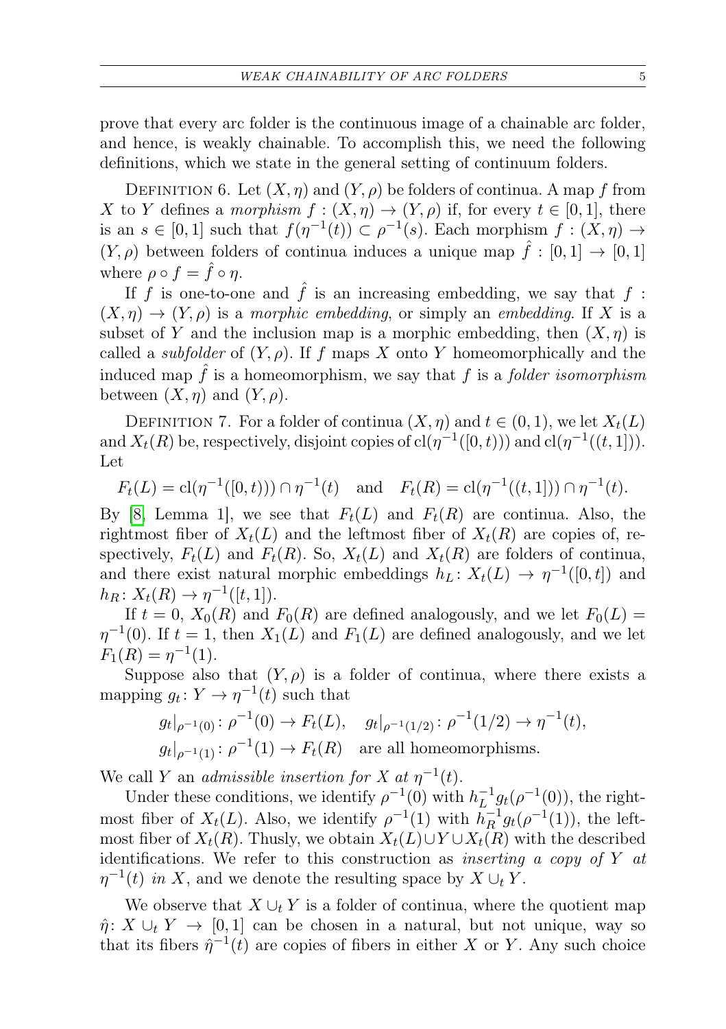prove that every arc folder is the continuous image of a chainable arc folder, and hence, is weakly chainable. To accomplish this, we need the following definitions, which we state in the general setting of continuum folders.

Definition 6. Let $(X,\eta)$ and $(Y,\rho)$ be folders of continua. A map $f$ from $X$ to $Y$ defines a *morphism* $f:(X,\eta)\to(Y,\rho)$ if, for every $t\in[0,1]$, there is an $s\in[0,1]$ such that $f(\eta^{-1}(t))\subset\rho^{-1}(s)$. Each morphism $f:(X,\eta)\to(Y,\rho)$ between folders of continua induces a unique map $\hat{f}:[0,1]\to[0,1]$ where $\rho\circ f=\hat{f}\circ\eta$.

If $f$ is one-to-one and $\hat{f}$ is an increasing embedding, we say that $f:(X,\eta)\to(Y,\rho)$ is a *morphic embedding*, or simply an *embedding*. If $X$ is a subset of $Y$ and the inclusion map is a morphic embedding, then $(X,\eta)$ is called a *subfolder* of $(Y,\rho)$. If $f$ maps $X$ onto $Y$ homeomorphically and the induced map $\hat{f}$ is a homeomorphism, we say that $f$ is a *folder isomorphism* between $(X,\eta)$ and $(Y,\rho)$.

Definition 7. For a folder of continua $(X,\eta)$ and $t\in(0,1)$, we let $X_t(L)$ and $X_t(R)$ be, respectively, disjoint copies of $\mathrm{cl}(\eta^{-1}([0,t)))$ and $\mathrm{cl}(\eta^{-1}((t,1]))$. Let

$$F_t(L)=\mathrm{cl}(\eta^{-1}([0,t)))\cap\eta^{-1}(t)\quad\text{and}\quad F_t(R)=\mathrm{cl}(\eta^{-1}((t,1]))\cap\eta^{-1}(t).$$

By [8, Lemma 1], we see that $F_t(L)$ and $F_t(R)$ are continua. Also, the rightmost fiber of $X_t(L)$ and the leftmost fiber of $X_t(R)$ are copies of, respectively, $F_t(L)$ and $F_t(R)$. So, $X_t(L)$ and $X_t(R)$ are folders of continua, and there exist natural morphic embeddings $h_L\colon X_t(L)\to\eta^{-1}([0,t])$ and $h_R\colon X_t(R)\to\eta^{-1}([t,1])$.

If $t=0$, $X_0(R)$ and $F_0(R)$ are defined analogously, and we let $F_0(L)=\eta^{-1}(0)$. If $t=1$, then $X_1(L)$ and $F_1(L)$ are defined analogously, and we let $F_1(R)=\eta^{-1}(1)$.

Suppose also that $(Y,\rho)$ is a folder of continua, where there exists a mapping $g_t\colon Y\to\eta^{-1}(t)$ such that

$$g_t|_{\rho^{-1}(0)}\colon\rho^{-1}(0)\to F_t(L),\quad g_t|_{\rho^{-1}(1/2)}\colon\rho^{-1}(1/2)\to\eta^{-1}(t),$$
$$g_t|_{\rho^{-1}(1)}\colon\rho^{-1}(1)\to F_t(R)\quad\text{are all homeomorphisms.}$$

We call $Y$ an *admissible insertion for $X$ at $\eta^{-1}(t)$*.

Under these conditions, we identify $\rho^{-1}(0)$ with $h_L^{-1}g_t(\rho^{-1}(0))$, the rightmost fiber of $X_t(L)$. Also, we identify $\rho^{-1}(1)$ with $h_R^{-1}g_t(\rho^{-1}(1))$, the leftmost fiber of $X_t(R)$. Thusly, we obtain $X_t(L)\cup Y\cup X_t(R)$ with the described identifications. We refer to this construction as *inserting a copy of $Y$ at $\eta^{-1}(t)$ in $X$*, and we denote the resulting space by $X\cup_t Y$.

We observe that $X\cup_t Y$ is a folder of continua, where the quotient map $\hat{\eta}\colon X\cup_t Y\to[0,1]$ can be chosen in a natural, but not unique, way so that its fibers $\hat{\eta}^{-1}(t)$ are copies of fibers in either $X$ or $Y$. Any such choice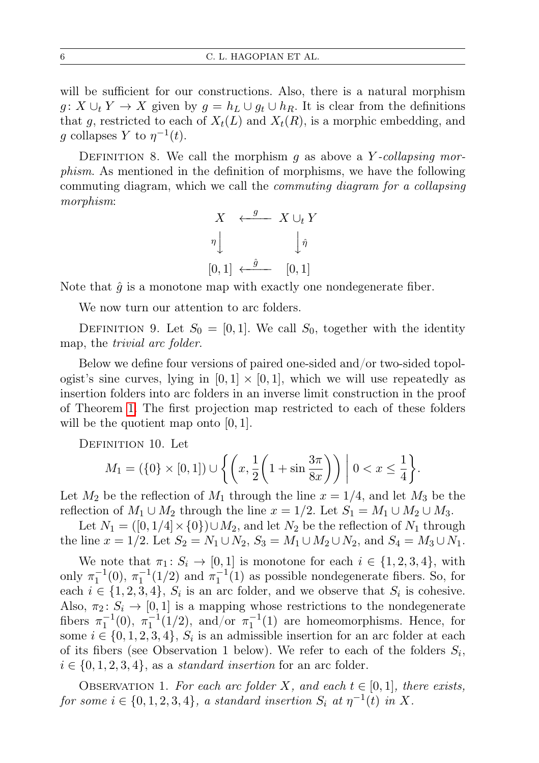will be sufficient for our constructions. Also, there is a natural morphism $g\colon X \cup_t Y \to X$ given by $g = h_L \cup g_t \cup h_R$. It is clear from the definitions that $g$, restricted to each of $X_t(L)$ and $X_t(R)$, is a morphic embedding, and $g$ collapses $Y$ to $\eta^{-1}(t)$.

Definition 8. We call the morphism $g$ as above a *$Y$-collapsing morphism*. As mentioned in the definition of morphisms, we have the following commuting diagram, which we call the *commuting diagram for a collapsing morphism*:

$$\begin{array}{ccc} X & \xleftarrow{\ g\ } & X \cup_t Y \\ \eta\big\downarrow & & \big\downarrow\hat{\eta} \\ [0,1] & \xleftarrow{\ \hat{g}\ } & [0,1] \end{array}$$

Note that $\hat{g}$ is a monotone map with exactly one nondegenerate fiber.

We now turn our attention to arc folders.

Definition 9. Let $S_0 = [0,1]$. We call $S_0$, together with the identity map, the *trivial arc folder*.

Below we define four versions of paired one-sided and/or two-sided topologist's sine curves, lying in $[0,1]\times[0,1]$, which we will use repeatedly as insertion folders into arc folders in an inverse limit construction in the proof of Theorem 1. The first projection map restricted to each of these folders will be the quotient map onto $[0,1]$.

Definition 10. Let

$$M_1 = (\{0\}\times[0,1]) \cup \left\{ \left(x, \frac{1}{2}\left(1+\sin\frac{3\pi}{8x}\right)\right) \,\middle|\, 0 < x \le \frac{1}{4} \right\}.$$

Let $M_2$ be the reflection of $M_1$ through the line $x = 1/4$, and let $M_3$ be the reflection of $M_1 \cup M_2$ through the line $x = 1/2$. Let $S_1 = M_1 \cup M_2 \cup M_3$.

Let $N_1 = ([0,1/4]\times\{0\}) \cup M_2$, and let $N_2$ be the reflection of $N_1$ through the line $x = 1/2$. Let $S_2 = N_1 \cup N_2$, $S_3 = M_1 \cup M_2 \cup N_2$, and $S_4 = M_3 \cup N_1$.

We note that $\pi_1\colon S_i \to [0,1]$ is monotone for each $i \in \{1,2,3,4\}$, with only $\pi_1^{-1}(0)$, $\pi_1^{-1}(1/2)$ and $\pi_1^{-1}(1)$ as possible nondegenerate fibers. So, for each $i \in \{1,2,3,4\}$, $S_i$ is an arc folder, and we observe that $S_i$ is cohesive. Also, $\pi_2\colon S_i \to [0,1]$ is a mapping whose restrictions to the nondegenerate fibers $\pi_1^{-1}(0)$, $\pi_1^{-1}(1/2)$, and/or $\pi_1^{-1}(1)$ are homeomorphisms. Hence, for some $i \in \{0,1,2,3,4\}$, $S_i$ is an admissible insertion for an arc folder at each of its fibers (see Observation 1 below). We refer to each of the folders $S_i$, $i \in \{0,1,2,3,4\}$, as a *standard insertion* for an arc folder.

Observation 1. *For each arc folder $X$, and each $t \in [0,1]$, there exists, for some $i \in \{0,1,2,3,4\}$, a standard insertion $S_i$ at $\eta^{-1}(t)$ in $X$.*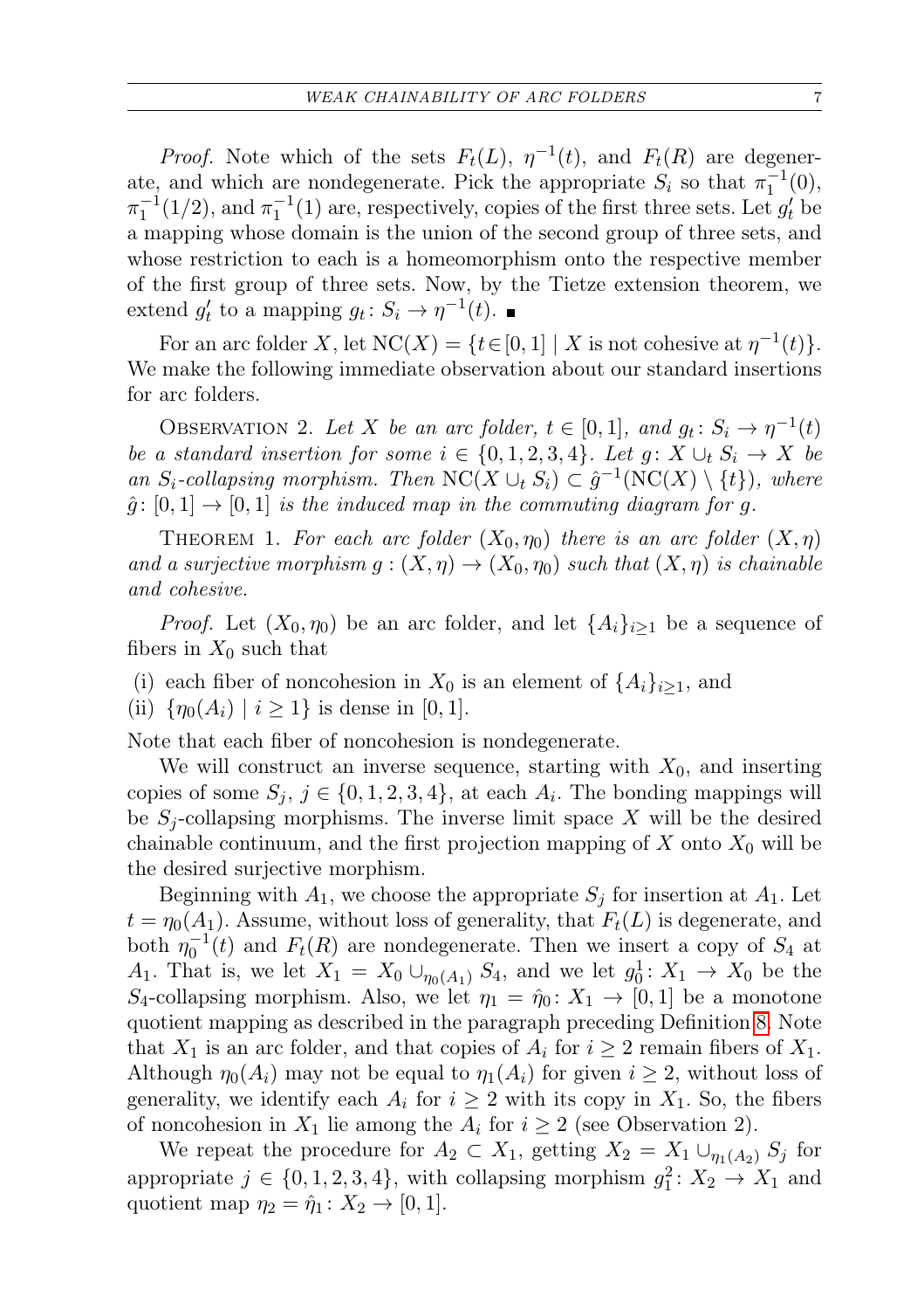*Proof.* Note which of the sets $F_t(L)$, $\eta^{-1}(t)$, and $F_t(R)$ are degenerate, and which are nondegenerate. Pick the appropriate $S_i$ so that $\pi_1^{-1}(0)$, $\pi_1^{-1}(1/2)$, and $\pi_1^{-1}(1)$ are, respectively, copies of the first three sets. Let $g_t'$ be a mapping whose domain is the union of the second group of three sets, and whose restriction to each is a homeomorphism onto the respective member of the first group of three sets. Now, by the Tietze extension theorem, we extend $g_t'$ to a mapping $g_t \colon S_i \to \eta^{-1}(t)$. ∎

For an arc folder $X$, let $\mathrm{NC}(X) = \{t \in [0,1] \mid X \text{ is not cohesive at } \eta^{-1}(t)\}$. We make the following immediate observation about our standard insertions for arc folders.

Observation 2. *Let $X$ be an arc folder, $t \in [0,1]$, and $g_t \colon S_i \to \eta^{-1}(t)$ be a standard insertion for some $i \in \{0,1,2,3,4\}$. Let $g \colon X \cup_t S_i \to X$ be an $S_i$-collapsing morphism. Then $\mathrm{NC}(X \cup_t S_i) \subset \hat{g}^{-1}(\mathrm{NC}(X) \setminus \{t\})$, where $\hat{g} \colon [0,1] \to [0,1]$ is the induced map in the commuting diagram for $g$.*

Theorem 1. *For each arc folder $(X_0, \eta_0)$ there is an arc folder $(X, \eta)$ and a surjective morphism $g : (X, \eta) \to (X_0, \eta_0)$ such that $(X, \eta)$ is chainable and cohesive.*

*Proof.* Let $(X_0, \eta_0)$ be an arc folder, and let $\{A_i\}_{i \geq 1}$ be a sequence of fibers in $X_0$ such that

(i) each fiber of noncohesion in $X_0$ is an element of $\{A_i\}_{i \geq 1}$, and
(ii) $\{\eta_0(A_i) \mid i \geq 1\}$ is dense in $[0,1]$.

Note that each fiber of noncohesion is nondegenerate.

We will construct an inverse sequence, starting with $X_0$, and inserting copies of some $S_j$, $j \in \{0,1,2,3,4\}$, at each $A_i$. The bonding mappings will be $S_j$-collapsing morphisms. The inverse limit space $X$ will be the desired chainable continuum, and the first projection mapping of $X$ onto $X_0$ will be the desired surjective morphism.

Beginning with $A_1$, we choose the appropriate $S_j$ for insertion at $A_1$. Let $t = \eta_0(A_1)$. Assume, without loss of generality, that $F_t(L)$ is degenerate, and both $\eta_0^{-1}(t)$ and $F_t(R)$ are nondegenerate. Then we insert a copy of $S_4$ at $A_1$. That is, we let $X_1 = X_0 \cup_{\eta_0(A_1)} S_4$, and we let $g_0^1 \colon X_1 \to X_0$ be the $S_4$-collapsing morphism. Also, we let $\eta_1 = \hat{\eta}_0 \colon X_1 \to [0,1]$ be a monotone quotient mapping as described in the paragraph preceding Definition 8. Note that $X_1$ is an arc folder, and that copies of $A_i$ for $i \geq 2$ remain fibers of $X_1$. Although $\eta_0(A_i)$ may not be equal to $\eta_1(A_i)$ for given $i \geq 2$, without loss of generality, we identify each $A_i$ for $i \geq 2$ with its copy in $X_1$. So, the fibers of noncohesion in $X_1$ lie among the $A_i$ for $i \geq 2$ (see Observation 2).

We repeat the procedure for $A_2 \subset X_1$, getting $X_2 = X_1 \cup_{\eta_1(A_2)} S_j$ for appropriate $j \in \{0,1,2,3,4\}$, with collapsing morphism $g_1^2 \colon X_2 \to X_1$ and quotient map $\eta_2 = \hat{\eta}_1 \colon X_2 \to [0,1]$.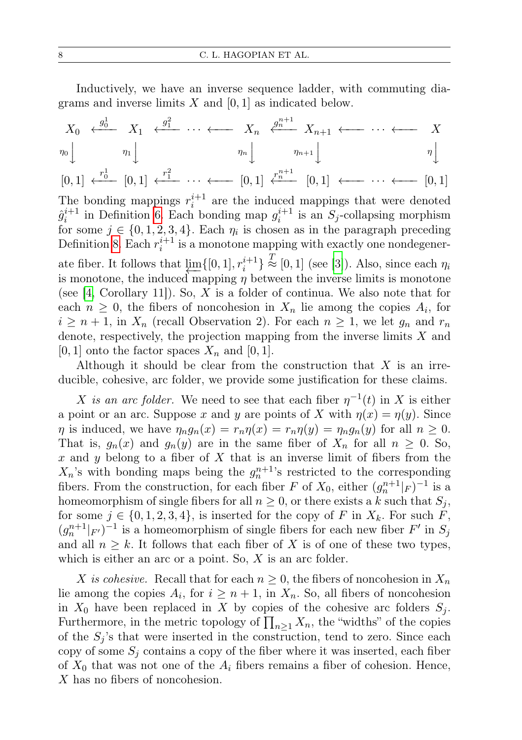Inductively, we have an inverse sequence ladder, with commuting diagrams and inverse limits $X$ and $[0,1]$ as indicated below.

$$
\begin{array}{ccccccccccccc}
X_0 & \xleftarrow{g_0^1} & X_1 & \xleftarrow{g_1^2} & \cdots & \longleftarrow & X_n & \xleftarrow{g_n^{n+1}} & X_{n+1} & \longleftarrow & \cdots & \longleftarrow & X \\
\downarrow{\scriptstyle \eta_0} & & \downarrow{\scriptstyle \eta_1} & & & & \downarrow{\scriptstyle \eta_n} & & \downarrow{\scriptstyle \eta_{n+1}} & & & & \downarrow{\scriptstyle \eta} \\
[0,1] & \xleftarrow{r_0^1} & [0,1] & \xleftarrow{r_1^2} & \cdots & \longleftarrow & [0,1] & \xleftarrow{r_n^{n+1}} & [0,1] & \longleftarrow & \cdots & \longleftarrow & [0,1]
\end{array}
$$

The bonding mappings $r_i^{i+1}$ are the induced mappings that were denoted $\hat{g}_i^{i+1}$ in Definition 6. Each bonding map $g_i^{i+1}$ is an $S_j$-collapsing morphism for some $j \in \{0,1,2,3,4\}$. Each $\eta_i$ is chosen as in the paragraph preceding Definition 8. Each $r_i^{i+1}$ is a monotone mapping with exactly one nondegenerate fiber. It follows that $\varprojlim\{[0,1], r_i^{i+1}\} \overset{T}{\approx} [0,1]$ (see [3]). Also, since each $\eta_i$ is monotone, the induced mapping $\eta$ between the inverse limits is monotone (see [4, Corollary 11]). So, $X$ is a folder of continua. We also note that for each $n \geq 0$, the fibers of noncohesion in $X_n$ lie among the copies $A_i$, for $i \geq n+1$, in $X_n$ (recall Observation 2). For each $n \geq 1$, we let $g_n$ and $r_n$ denote, respectively, the projection mapping from the inverse limits $X$ and $[0,1]$ onto the factor spaces $X_n$ and $[0,1]$.

Although it should be clear from the construction that $X$ is an irreducible, cohesive, arc folder, we provide some justification for these claims.

*X is an arc folder.* We need to see that each fiber $\eta^{-1}(t)$ in $X$ is either a point or an arc. Suppose $x$ and $y$ are points of $X$ with $\eta(x) = \eta(y)$. Since $\eta$ is induced, we have $\eta_n g_n(x) = r_n \eta(x) = r_n \eta(y) = \eta_n g_n(y)$ for all $n \geq 0$. That is, $g_n(x)$ and $g_n(y)$ are in the same fiber of $X_n$ for all $n \geq 0$. So, $x$ and $y$ belong to a fiber of $X$ that is an inverse limit of fibers from the $X_n$'s with bonding maps being the $g_n^{n+1}$'s restricted to the corresponding fibers. From the construction, for each fiber $F$ of $X_0$, either $(g_n^{n+1}|_F)^{-1}$ is a homeomorphism of single fibers for all $n \geq 0$, or there exists a $k$ such that $S_j$, for some $j \in \{0,1,2,3,4\}$, is inserted for the copy of $F$ in $X_k$. For such $F$, $(g_n^{n+1}|_{F'})^{-1}$ is a homeomorphism of single fibers for each new fiber $F'$ in $S_j$ and all $n \geq k$. It follows that each fiber of $X$ is of one of these two types, which is either an arc or a point. So, $X$ is an arc folder.

*X is cohesive.* Recall that for each $n \geq 0$, the fibers of noncohesion in $X_n$ lie among the copies $A_i$, for $i \geq n+1$, in $X_n$. So, all fibers of noncohesion in $X_0$ have been replaced in $X$ by copies of the cohesive arc folders $S_j$. Furthermore, in the metric topology of $\prod_{n \geq 1} X_n$, the "widths" of the copies of the $S_j$'s that were inserted in the construction, tend to zero. Since each copy of some $S_j$ contains a copy of the fiber where it was inserted, each fiber of $X_0$ that was not one of the $A_i$ fibers remains a fiber of cohesion. Hence, $X$ has no fibers of noncohesion.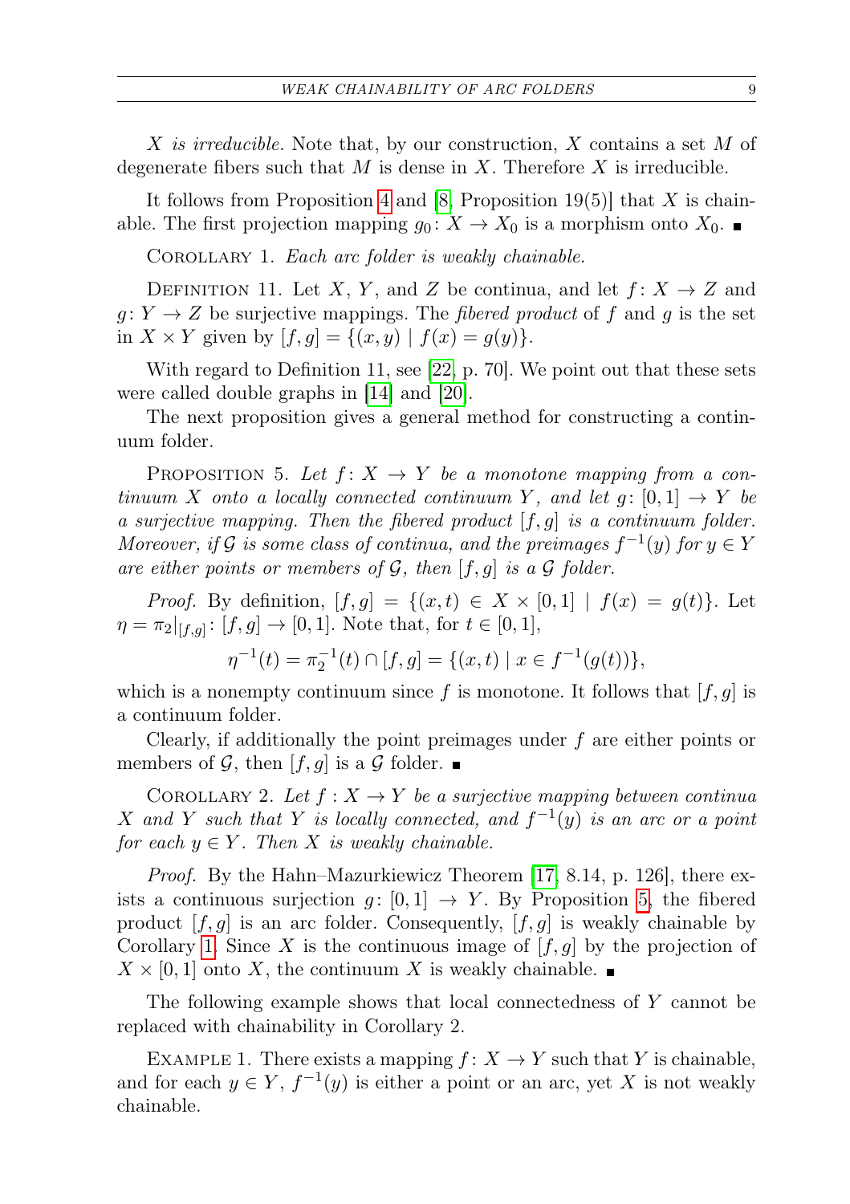*X is irreducible.* Note that, by our construction, $X$ contains a set $M$ of degenerate fibers such that $M$ is dense in $X$. Therefore $X$ is irreducible.

It follows from Proposition 4 and [8, Proposition 19(5)] that $X$ is chainable. The first projection mapping $g_0 \colon X \to X_0$ is a morphism onto $X_0$. ∎

Corollary 1. *Each arc folder is weakly chainable.*

Definition 11. Let $X$, $Y$, and $Z$ be continua, and let $f \colon X \to Z$ and $g \colon Y \to Z$ be surjective mappings. The *fibered product* of $f$ and $g$ is the set in $X \times Y$ given by $[f, g] = \{(x, y) \mid f(x) = g(y)\}$.

With regard to Definition 11, see [22, p. 70]. We point out that these sets were called double graphs in [14] and [20].

The next proposition gives a general method for constructing a continuum folder.

Proposition 5. *Let $f \colon X \to Y$ be a monotone mapping from a continuum $X$ onto a locally connected continuum $Y$, and let $g \colon [0, 1] \to Y$ be a surjective mapping. Then the fibered product $[f, g]$ is a continuum folder. Moreover, if $\mathcal{G}$ is some class of continua, and the preimages $f^{-1}(y)$ for $y \in Y$ are either points or members of $\mathcal{G}$, then $[f, g]$ is a $\mathcal{G}$ folder.*

*Proof.* By definition, $[f, g] = \{(x, t) \in X \times [0, 1] \mid f(x) = g(t)\}$. Let $\eta = \pi_2|_{[f,g]} \colon [f, g] \to [0, 1]$. Note that, for $t \in [0, 1]$,

$$\eta^{-1}(t) = \pi_2^{-1}(t) \cap [f, g] = \{(x, t) \mid x \in f^{-1}(g(t))\},$$

which is a nonempty continuum since $f$ is monotone. It follows that $[f, g]$ is a continuum folder.

Clearly, if additionally the point preimages under $f$ are either points or members of $\mathcal{G}$, then $[f, g]$ is a $\mathcal{G}$ folder. ∎

Corollary 2. *Let $f : X \to Y$ be a surjective mapping between continua $X$ and $Y$ such that $Y$ is locally connected, and $f^{-1}(y)$ is an arc or a point for each $y \in Y$. Then $X$ is weakly chainable.*

*Proof.* By the Hahn–Mazurkiewicz Theorem [17, 8.14, p. 126], there exists a continuous surjection $g \colon [0, 1] \to Y$. By Proposition 5, the fibered product $[f, g]$ is an arc folder. Consequently, $[f, g]$ is weakly chainable by Corollary 1. Since $X$ is the continuous image of $[f, g]$ by the projection of $X \times [0, 1]$ onto $X$, the continuum $X$ is weakly chainable. ∎

The following example shows that local connectedness of $Y$ cannot be replaced with chainability in Corollary 2.

Example 1. There exists a mapping $f \colon X \to Y$ such that $Y$ is chainable, and for each $y \in Y$, $f^{-1}(y)$ is either a point or an arc, yet $X$ is not weakly chainable.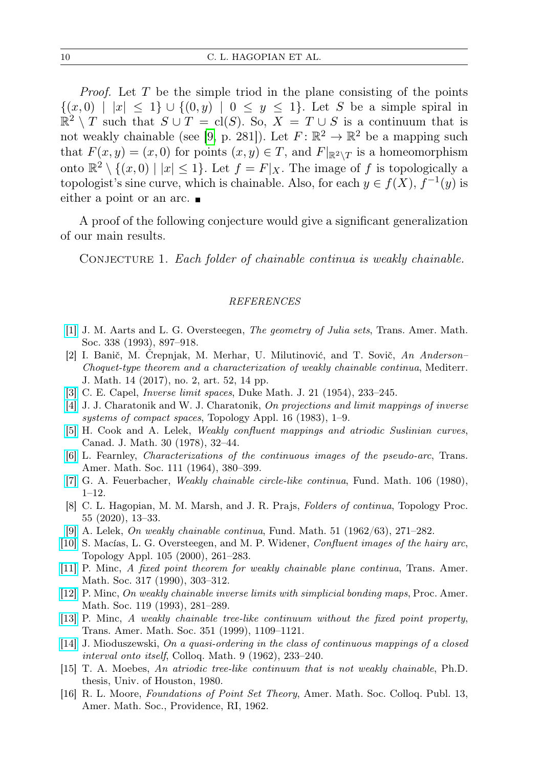*Proof.* Let $T$ be the simple triod in the plane consisting of the points $\{(x,0) \mid |x| \leq 1\} \cup \{(0,y) \mid 0 \leq y \leq 1\}$. Let $S$ be a simple spiral in $\mathbb{R}^2 \setminus T$ such that $S \cup T = \mathrm{cl}(S)$. So, $X = T \cup S$ is a continuum that is not weakly chainable (see [9, p. 281]). Let $F\colon \mathbb{R}^2 \to \mathbb{R}^2$ be a mapping such that $F(x,y) = (x,0)$ for points $(x,y) \in T$, and $F|_{\mathbb{R}^2 \setminus T}$ is a homeomorphism onto $\mathbb{R}^2 \setminus \{(x,0) \mid |x| \leq 1\}$. Let $f = F|_X$. The image of $f$ is topologically a topologist's sine curve, which is chainable. Also, for each $y \in f(X)$, $f^{-1}(y)$ is either a point or an arc. ∎

A proof of the following conjecture would give a significant generalization of our main results.

Conjecture 1. *Each folder of chainable continua is weakly chainable.*

## REFERENCES

[1] J. M. Aarts and L. G. Oversteegen, *The geometry of Julia sets*, Trans. Amer. Math. Soc. 338 (1993), 897–918.

[2] I. Banič, M. Črepnjak, M. Merhar, U. Milutinović, and T. Sovič, *An Anderson–Choquet-type theorem and a characterization of weakly chainable continua*, Mediterr. J. Math. 14 (2017), no. 2, art. 52, 14 pp.

[3] C. E. Capel, *Inverse limit spaces*, Duke Math. J. 21 (1954), 233–245.

[4] J. J. Charatonik and W. J. Charatonik, *On projections and limit mappings of inverse systems of compact spaces*, Topology Appl. 16 (1983), 1–9.

[5] H. Cook and A. Lelek, *Weakly confluent mappings and atriodic Suslinian curves*, Canad. J. Math. 30 (1978), 32–44.

[6] L. Fearnley, *Characterizations of the continuous images of the pseudo-arc*, Trans. Amer. Math. Soc. 111 (1964), 380–399.

[7] G. A. Feuerbacher, *Weakly chainable circle-like continua*, Fund. Math. 106 (1980), 1–12.

[8] C. L. Hagopian, M. M. Marsh, and J. R. Prajs, *Folders of continua*, Topology Proc. 55 (2020), 13–33.

[9] A. Lelek, *On weakly chainable continua*, Fund. Math. 51 (1962/63), 271–282.

[10] S. Macías, L. G. Oversteegen, and M. P. Widener, *Confluent images of the hairy arc*, Topology Appl. 105 (2000), 261–283.

[11] P. Minc, *A fixed point theorem for weakly chainable plane continua*, Trans. Amer. Math. Soc. 317 (1990), 303–312.

[12] P. Minc, *On weakly chainable inverse limits with simplicial bonding maps*, Proc. Amer. Math. Soc. 119 (1993), 281–289.

[13] P. Minc, *A weakly chainable tree-like continuum without the fixed point property*, Trans. Amer. Math. Soc. 351 (1999), 1109–1121.

[14] J. Mioduszewski, *On a quasi-ordering in the class of continuous mappings of a closed interval onto itself*, Colloq. Math. 9 (1962), 233–240.

[15] T. A. Moebes, *An atriodic tree-like continuum that is not weakly chainable*, Ph.D. thesis, Univ. of Houston, 1980.

[16] R. L. Moore, *Foundations of Point Set Theory*, Amer. Math. Soc. Colloq. Publ. 13, Amer. Math. Soc., Providence, RI, 1962.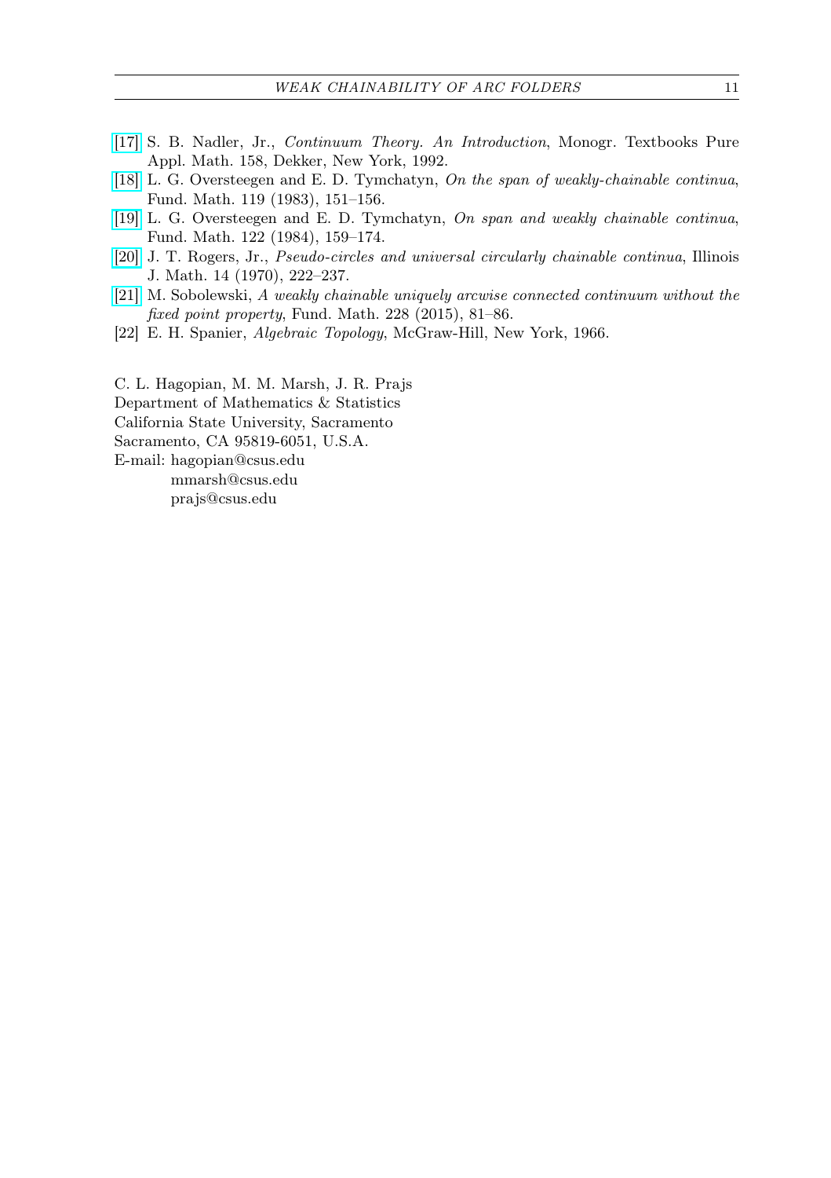[17] S. B. Nadler, Jr., *Continuum Theory. An Introduction*, Monogr. Textbooks Pure Appl. Math. 158, Dekker, New York, 1992.

[18] L. G. Oversteegen and E. D. Tymchatyn, *On the span of weakly-chainable continua*, Fund. Math. 119 (1983), 151–156.

[19] L. G. Oversteegen and E. D. Tymchatyn, *On span and weakly chainable continua*, Fund. Math. 122 (1984), 159–174.

[20] J. T. Rogers, Jr., *Pseudo-circles and universal circularly chainable continua*, Illinois J. Math. 14 (1970), 222–237.

[21] M. Sobolewski, *A weakly chainable uniquely arcwise connected continuum without the fixed point property*, Fund. Math. 228 (2015), 81–86.

[22] E. H. Spanier, *Algebraic Topology*, McGraw-Hill, New York, 1966.

C. L. Hagopian, M. M. Marsh, J. R. Prajs
Department of Mathematics & Statistics
California State University, Sacramento
Sacramento, CA 95819-6051, U.S.A.
E-mail: hagopian@csus.edu
mmarsh@csus.edu
prajs@csus.edu